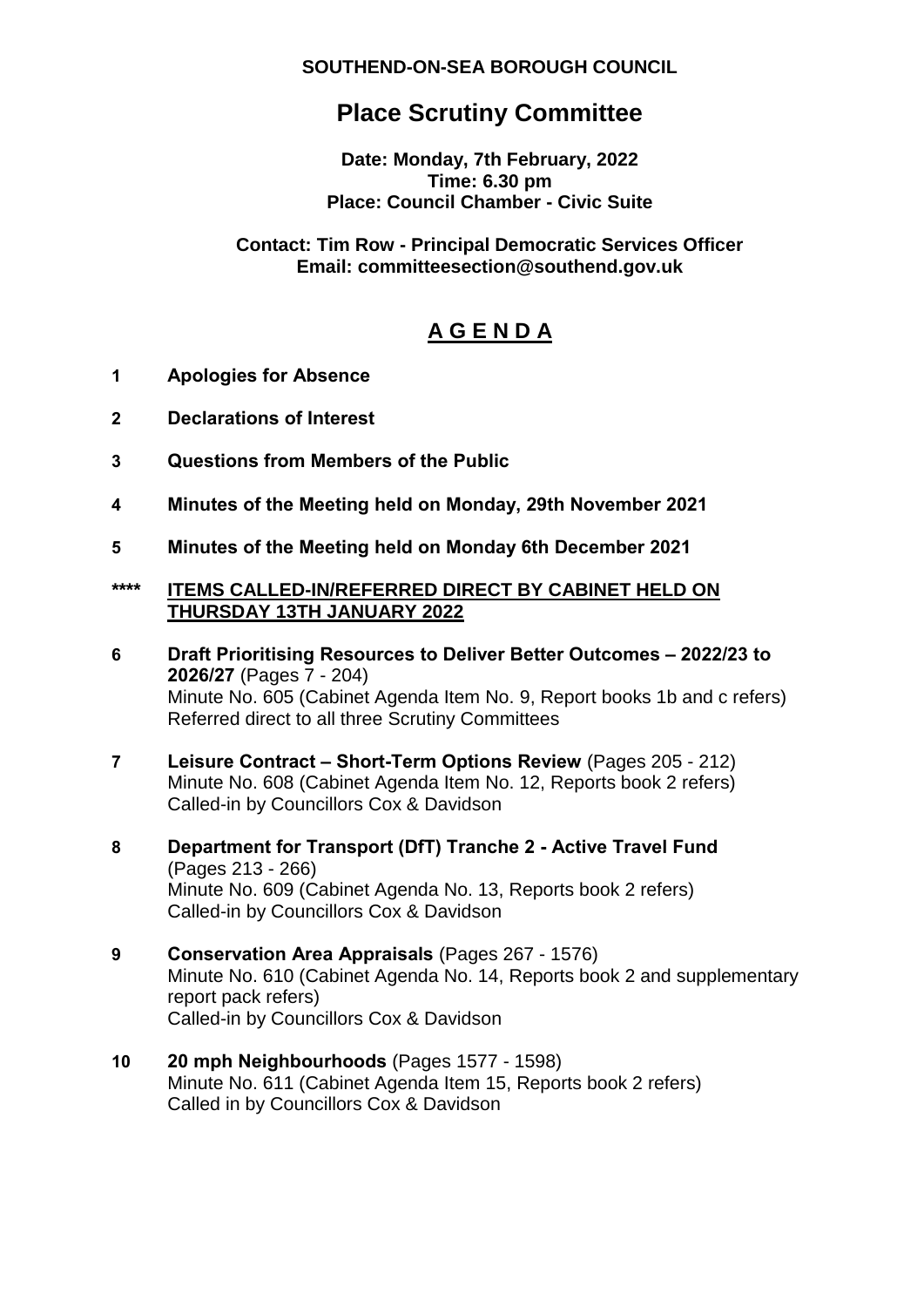**SOUTHEND-ON-SEA BOROUGH COUNCIL**

# Place Scrutiny Committee

**Date: Monday, 7th February, 2022**
**Time: 6.30 pm**
**Place: Council Chamber - Civic Suite**

**Contact: Tim Row - Principal Democratic Services Officer**
**Email: committeesection@southend.gov.uk**

## A G E N D A

**1 Apologies for Absence**

**2 Declarations of Interest**

**3 Questions from Members of the Public**

**4 Minutes of the Meeting held on Monday, 29th November 2021**

**5 Minutes of the Meeting held on Monday 6th December 2021**

**\*\*\*\* ITEMS CALLED-IN/REFERRED DIRECT BY CABINET HELD ON THURSDAY 13TH JANUARY 2022**

**6 Draft Prioritising Resources to Deliver Better Outcomes – 2022/23 to 2026/27** (Pages 7 - 204)
Minute No. 605 (Cabinet Agenda Item No. 9, Report books 1b and c refers)
Referred direct to all three Scrutiny Committees

**7 Leisure Contract – Short-Term Options Review** (Pages 205 - 212)
Minute No. 608 (Cabinet Agenda Item No. 12, Reports book 2 refers)
Called-in by Councillors Cox & Davidson

**8 Department for Transport (DfT) Tranche 2 - Active Travel Fund** (Pages 213 - 266)
Minute No. 609 (Cabinet Agenda No. 13, Reports book 2 refers)
Called-in by Councillors Cox & Davidson

**9 Conservation Area Appraisals** (Pages 267 - 1576)
Minute No. 610 (Cabinet Agenda No. 14, Reports book 2 and supplementary report pack refers)
Called-in by Councillors Cox & Davidson

**10 20 mph Neighbourhoods** (Pages 1577 - 1598)
Minute No. 611 (Cabinet Agenda Item 15, Reports book 2 refers)
Called in by Councillors Cox & Davidson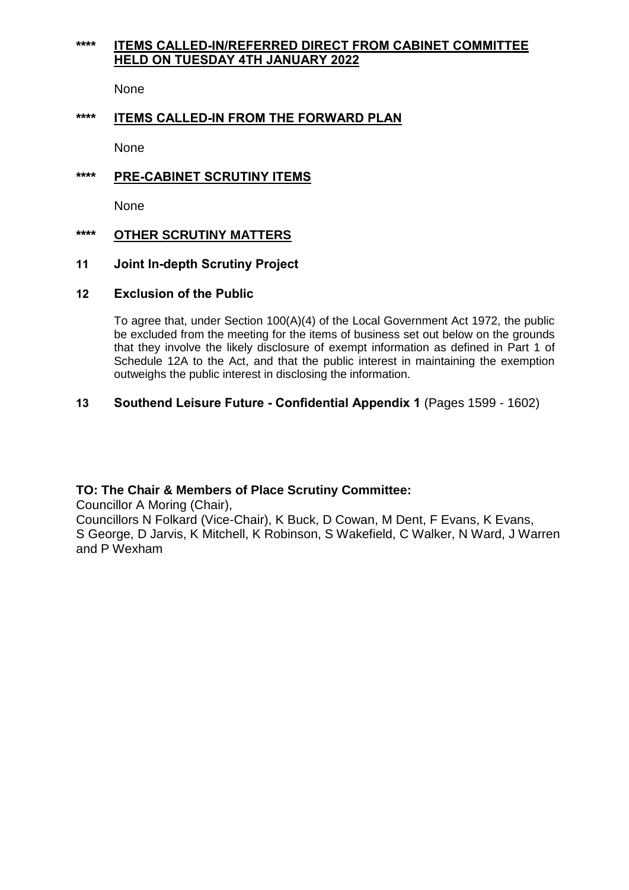**\*\*\*\* ITEMS CALLED-IN/REFERRED DIRECT FROM CABINET COMMITTEE HELD ON TUESDAY 4TH JANUARY 2022**

None

**\*\*\*\* ITEMS CALLED-IN FROM THE FORWARD PLAN**

None

**\*\*\*\* PRE-CABINET SCRUTINY ITEMS**

None

**\*\*\*\* OTHER SCRUTINY MATTERS**

**11 Joint In-depth Scrutiny Project**

**12 Exclusion of the Public**

To agree that, under Section 100(A)(4) of the Local Government Act 1972, the public be excluded from the meeting for the items of business set out below on the grounds that they involve the likely disclosure of exempt information as defined in Part 1 of Schedule 12A to the Act, and that the public interest in maintaining the exemption outweighs the public interest in disclosing the information.

**13 Southend Leisure Future - Confidential Appendix 1** (Pages 1599 - 1602)

**TO: The Chair & Members of Place Scrutiny Committee:**

Councillor A Moring (Chair),
Councillors N Folkard (Vice-Chair), K Buck, D Cowan, M Dent, F Evans, K Evans, S George, D Jarvis, K Mitchell, K Robinson, S Wakefield, C Walker, N Ward, J Warren and P Wexham